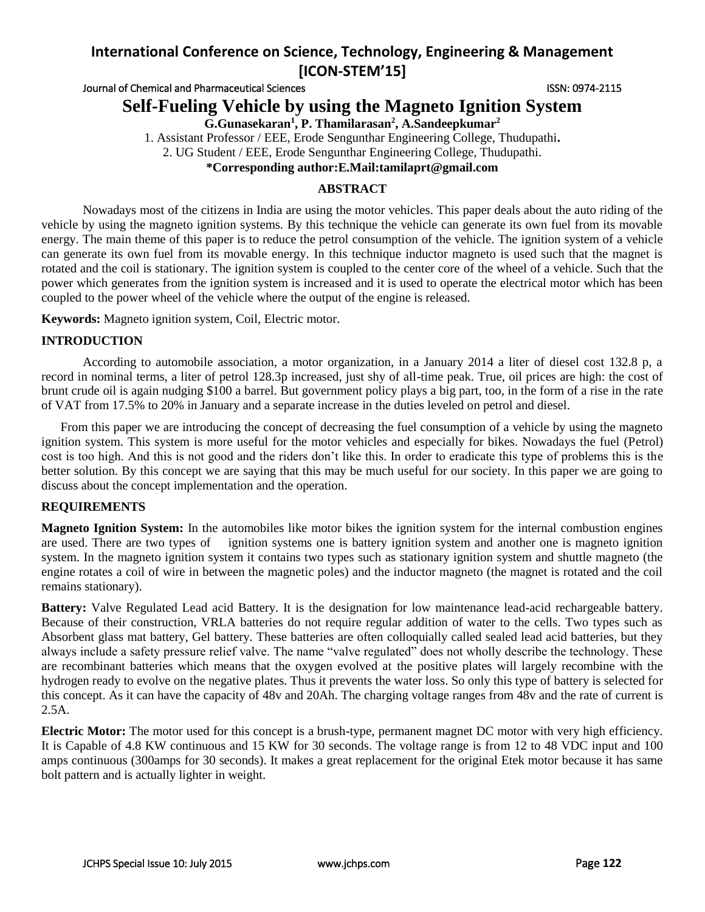# Self-Fueling Vehicle by using the Magneto Ignition System

**G.Gunasekaran[1], P. Thamilarasan[2], A.Sandeepkumar[2]**

1. Assistant Professor / EEE, Erode Sengunthar Engineering College, Thudupathi.
2. UG Student / EEE, Erode Sengunthar Engineering College, Thudupathi.

**\*Corresponding author:E.Mail:tamilaprt@gmail.com**

## ABSTRACT

Nowadays most of the citizens in India are using the motor vehicles. This paper deals about the auto riding of the vehicle by using the magneto ignition systems. By this technique the vehicle can generate its own fuel from its movable energy. The main theme of this paper is to reduce the petrol consumption of the vehicle. The ignition system of a vehicle can generate its own fuel from its movable energy. In this technique inductor magneto is used such that the magnet is rotated and the coil is stationary. The ignition system is coupled to the center core of the wheel of a vehicle. Such that the power which generates from the ignition system is increased and it is used to operate the electrical motor which has been coupled to the power wheel of the vehicle where the output of the engine is released.

**Keywords:** Magneto ignition system, Coil, Electric motor.

## INTRODUCTION

According to automobile association, a motor organization, in a January 2014 a liter of diesel cost 132.8 p, a record in nominal terms, a liter of petrol 128.3p increased, just shy of all-time peak. True, oil prices are high: the cost of brunt crude oil is again nudging $100 a barrel. But government policy plays a big part, too, in the form of a rise in the rate of VAT from 17.5% to 20% in January and a separate increase in the duties leveled on petrol and diesel.

From this paper we are introducing the concept of decreasing the fuel consumption of a vehicle by using the magneto ignition system. This system is more useful for the motor vehicles and especially for bikes. Nowadays the fuel (Petrol) cost is too high. And this is not good and the riders don't like this. In order to eradicate this type of problems this is the better solution. By this concept we are saying that this may be much useful for our society. In this paper we are going to discuss about the concept implementation and the operation.

## REQUIREMENTS

**Magneto Ignition System:** In the automobiles like motor bikes the ignition system for the internal combustion engines are used. There are two types of ignition systems one is battery ignition system and another one is magneto ignition system. In the magneto ignition system it contains two types such as stationary ignition system and shuttle magneto (the engine rotates a coil of wire in between the magnetic poles) and the inductor magneto (the magnet is rotated and the coil remains stationary).

**Battery:** Valve Regulated Lead acid Battery. It is the designation for low maintenance lead-acid rechargeable battery. Because of their construction, VRLA batteries do not require regular addition of water to the cells. Two types such as Absorbent glass mat battery, Gel battery. These batteries are often colloquially called sealed lead acid batteries, but they always include a safety pressure relief valve. The name "valve regulated" does not wholly describe the technology. These are recombinant batteries which means that the oxygen evolved at the positive plates will largely recombine with the hydrogen ready to evolve on the negative plates. Thus it prevents the water loss. So only this type of battery is selected for this concept. As it can have the capacity of 48v and 20Ah. The charging voltage ranges from 48v and the rate of current is 2.5A.

**Electric Motor:** The motor used for this concept is a brush-type, permanent magnet DC motor with very high efficiency. It is Capable of 4.8 KW continuous and 15 KW for 30 seconds. The voltage range is from 12 to 48 VDC input and 100 amps continuous (300amps for 30 seconds). It makes a great replacement for the original Etek motor because it has same bolt pattern and is actually lighter in weight.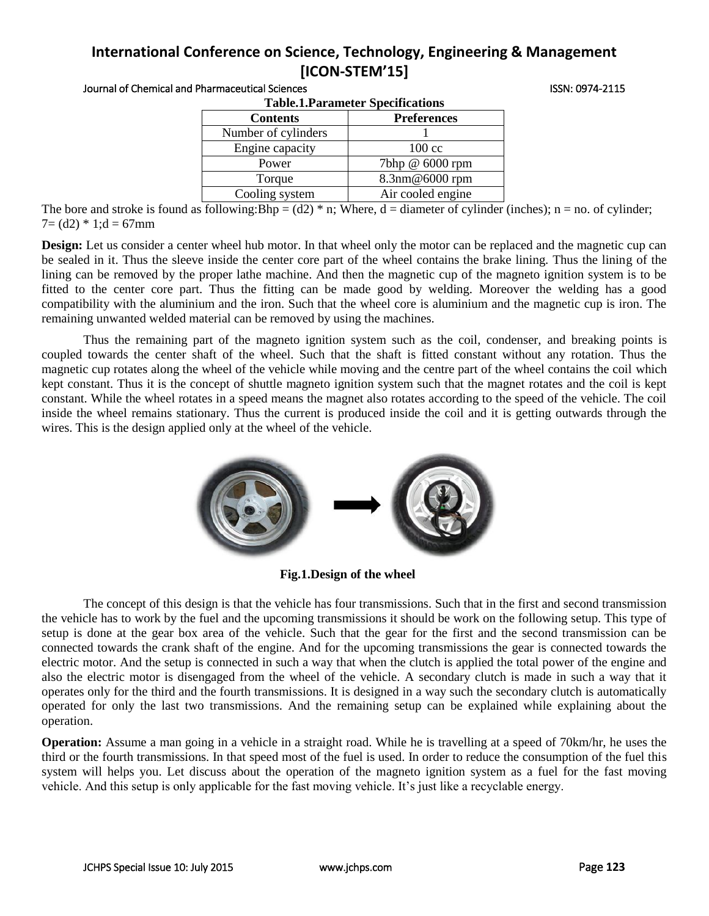**Table.1.Parameter Specifications**

| Contents | Preferences |
|---|---|
| Number of cylinders | 1 |
| Engine capacity | 100 cc |
| Power | 7bhp @ 6000 rpm |
| Torque | 8.3nm@6000 rpm |
| Cooling system | Air cooled engine |

The bore and stroke is found as following:Bhp = (d2) * n; Where, d = diameter of cylinder (inches); n = no. of cylinder; 7= (d2) * 1;d = 67mm

**Design:** Let us consider a center wheel hub motor. In that wheel only the motor can be replaced and the magnetic cup can be sealed in it. Thus the sleeve inside the center core part of the wheel contains the brake lining. Thus the lining of the lining can be removed by the proper lathe machine. And then the magnetic cup of the magneto ignition system is to be fitted to the center core part. Thus the fitting can be made good by welding. Moreover the welding has a good compatibility with the aluminium and the iron. Such that the wheel core is aluminium and the magnetic cup is iron. The remaining unwanted welded material can be removed by using the machines.

Thus the remaining part of the magneto ignition system such as the coil, condenser, and breaking points is coupled towards the center shaft of the wheel. Such that the shaft is fitted constant without any rotation. Thus the magnetic cup rotates along the wheel of the vehicle while moving and the centre part of the wheel contains the coil which kept constant. Thus it is the concept of shuttle magneto ignition system such that the magnet rotates and the coil is kept constant. While the wheel rotates in a speed means the magnet also rotates according to the speed of the vehicle. The coil inside the wheel remains stationary. Thus the current is produced inside the coil and it is getting outwards through the wires. This is the design applied only at the wheel of the vehicle.

**Fig.1.Design of the wheel**

The concept of this design is that the vehicle has four transmissions. Such that in the first and second transmission the vehicle has to work by the fuel and the upcoming transmissions it should be work on the following setup. This type of setup is done at the gear box area of the vehicle. Such that the gear for the first and the second transmission can be connected towards the crank shaft of the engine. And for the upcoming transmissions the gear is connected towards the electric motor. And the setup is connected in such a way that when the clutch is applied the total power of the engine and also the electric motor is disengaged from the wheel of the vehicle. A secondary clutch is made in such a way that it operates only for the third and the fourth transmissions. It is designed in a way such the secondary clutch is automatically operated for only the last two transmissions. And the remaining setup can be explained while explaining about the operation.

**Operation:** Assume a man going in a vehicle in a straight road. While he is travelling at a speed of 70km/hr, he uses the third or the fourth transmissions. In that speed most of the fuel is used. In order to reduce the consumption of the fuel this system will helps you. Let discuss about the operation of the magneto ignition system as a fuel for the fast moving vehicle. And this setup is only applicable for the fast moving vehicle. It's just like a recyclable energy.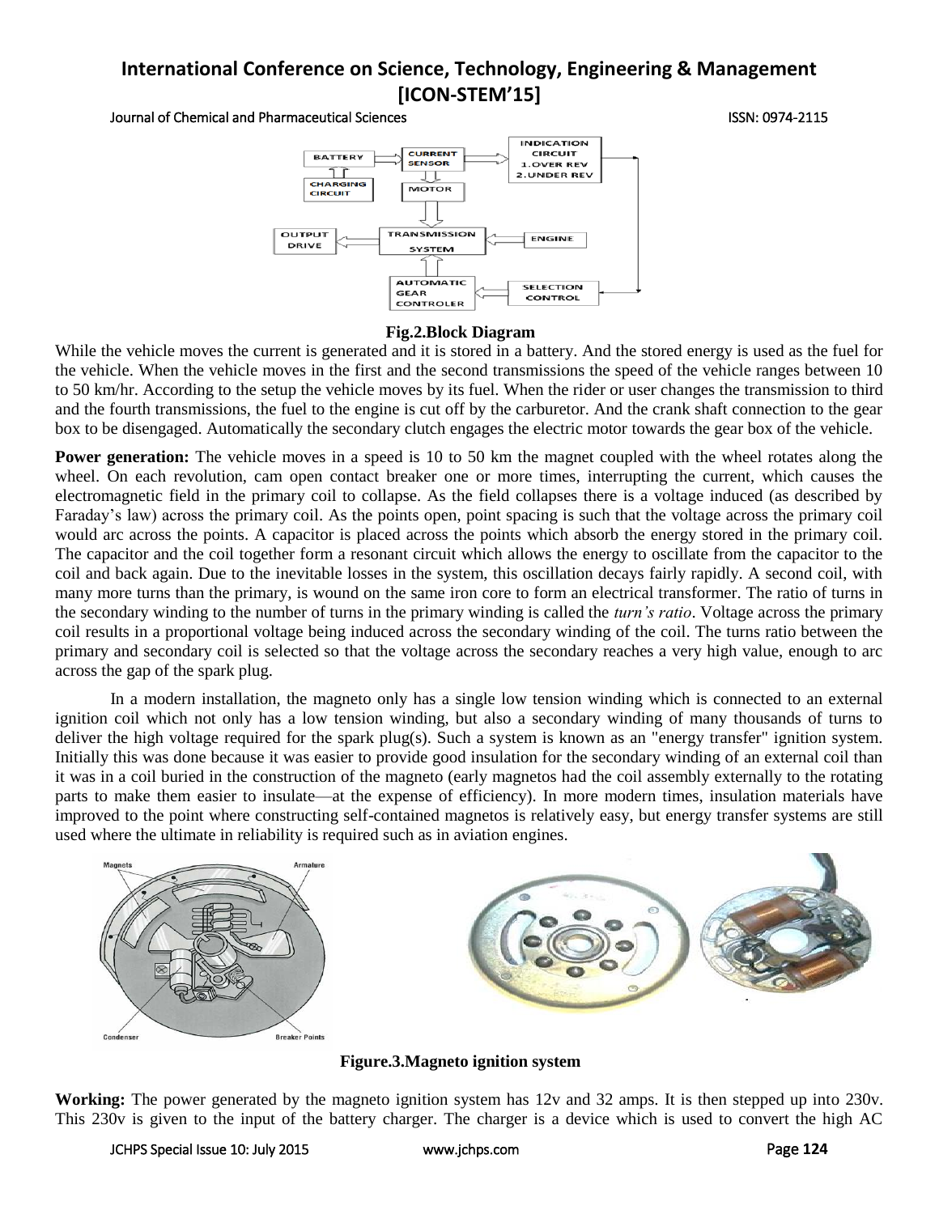**Fig.2.Block Diagram**

While the vehicle moves the current is generated and it is stored in a battery. And the stored energy is used as the fuel for the vehicle. When the vehicle moves in the first and the second transmissions the speed of the vehicle ranges between 10 to 50 km/hr. According to the setup the vehicle moves by its fuel. When the rider or user changes the transmission to third and the fourth transmissions, the fuel to the engine is cut off by the carburetor. And the crank shaft connection to the gear box to be disengaged. Automatically the secondary clutch engages the electric motor towards the gear box of the vehicle.

**Power generation:** The vehicle moves in a speed is 10 to 50 km the magnet coupled with the wheel rotates along the wheel. On each revolution, cam open contact breaker one or more times, interrupting the current, which causes the electromagnetic field in the primary coil to collapse. As the field collapses there is a voltage induced (as described by Faraday's law) across the primary coil. As the points open, point spacing is such that the voltage across the primary coil would arc across the points. A capacitor is placed across the points which absorb the energy stored in the primary coil. The capacitor and the coil together form a resonant circuit which allows the energy to oscillate from the capacitor to the coil and back again. Due to the inevitable losses in the system, this oscillation decays fairly rapidly. A second coil, with many more turns than the primary, is wound on the same iron core to form an electrical transformer. The ratio of turns in the secondary winding to the number of turns in the primary winding is called the *turn's ratio*. Voltage across the primary coil results in a proportional voltage being induced across the secondary winding of the coil. The turns ratio between the primary and secondary coil is selected so that the voltage across the secondary reaches a very high value, enough to arc across the gap of the spark plug.

In a modern installation, the magneto only has a single low tension winding which is connected to an external ignition coil which not only has a low tension winding, but also a secondary winding of many thousands of turns to deliver the high voltage required for the spark plug(s). Such a system is known as an "energy transfer" ignition system. Initially this was done because it was easier to provide good insulation for the secondary winding of an external coil than it was in a coil buried in the construction of the magneto (early magnetos had the coil assembly externally to the rotating parts to make them easier to insulate—at the expense of efficiency). In more modern times, insulation materials have improved to the point where constructing self-contained magnetos is relatively easy, but energy transfer systems are still used where the ultimate in reliability is required such as in aviation engines.

**Figure.3.Magneto ignition system**

**Working:** The power generated by the magneto ignition system has 12v and 32 amps. It is then stepped up into 230v. This 230v is given to the input of the battery charger. The charger is a device which is used to convert the high AC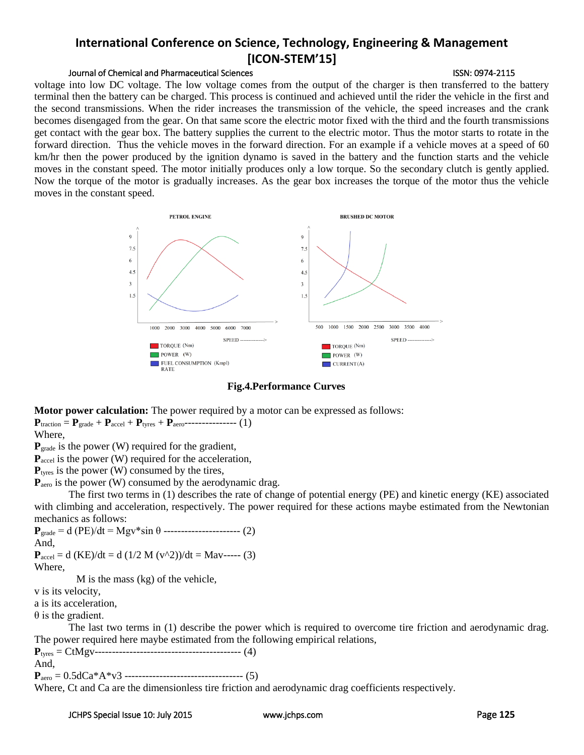voltage into low DC voltage. The low voltage comes from the output of the charger is then transferred to the battery terminal then the battery can be charged. This process is continued and achieved until the rider the vehicle in the first and the second transmissions. When the rider increases the transmission of the vehicle, the speed increases and the crank becomes disengaged from the gear. On that same score the electric motor fixed with the third and the fourth transmissions get contact with the gear box. The battery supplies the current to the electric motor. Thus the motor starts to rotate in the forward direction. Thus the vehicle moves in the forward direction. For an example if a vehicle moves at a speed of 60 km/hr then the power produced by the ignition dynamo is saved in the battery and the function starts and the vehicle moves in the constant speed. The motor initially produces only a low torque. So the secondary clutch is gently applied. Now the torque of the motor is gradually increases. As the gear box increases the torque of the motor thus the vehicle moves in the constant speed.

**Fig.4.Performance Curves**

**Motor power calculation:** The power required by a motor can be expressed as follows:

$\mathbf{P}_{traction} = \mathbf{P}_{grade} + \mathbf{P}_{accel} + \mathbf{P}_{tyres} + \mathbf{P}_{aero}$--------------- (1)

Where,

$\mathbf{P}_{grade}$ is the power (W) required for the gradient,

$\mathbf{P}_{accel}$ is the power (W) required for the acceleration,

$\mathbf{P}_{tyres}$ is the power (W) consumed by the tires,

$\mathbf{P}_{aero}$ is the power (W) consumed by the aerodynamic drag.

The first two terms in (1) describes the rate of change of potential energy (PE) and kinetic energy (KE) associated with climbing and acceleration, respectively. The power required for these actions maybe estimated from the Newtonian mechanics as follows:

$\mathbf{P}_{grade} = d\,(PE)/dt = Mgv*\sin\theta$ --------------------- (2)

And,

$\mathbf{P}_{accel} = d\,(KE)/dt = d\,(1/2\ M\,(v^2))/dt = Mav$----- (3)

Where,

M is the mass (kg) of the vehicle,

v is its velocity,

a is its acceleration,

θ is the gradient.

The last two terms in (1) describe the power which is required to overcome tire friction and aerodynamic drag. The power required here maybe estimated from the following empirical relations,

$\mathbf{P}_{tyres} = CtMgv$------------------------------------------ (4)

And,

$\mathbf{P}_{aero} = 0.5dCa*A*v3$ ---------------------------------- (5)

Where, Ct and Ca are the dimensionless tire friction and aerodynamic drag coefficients respectively.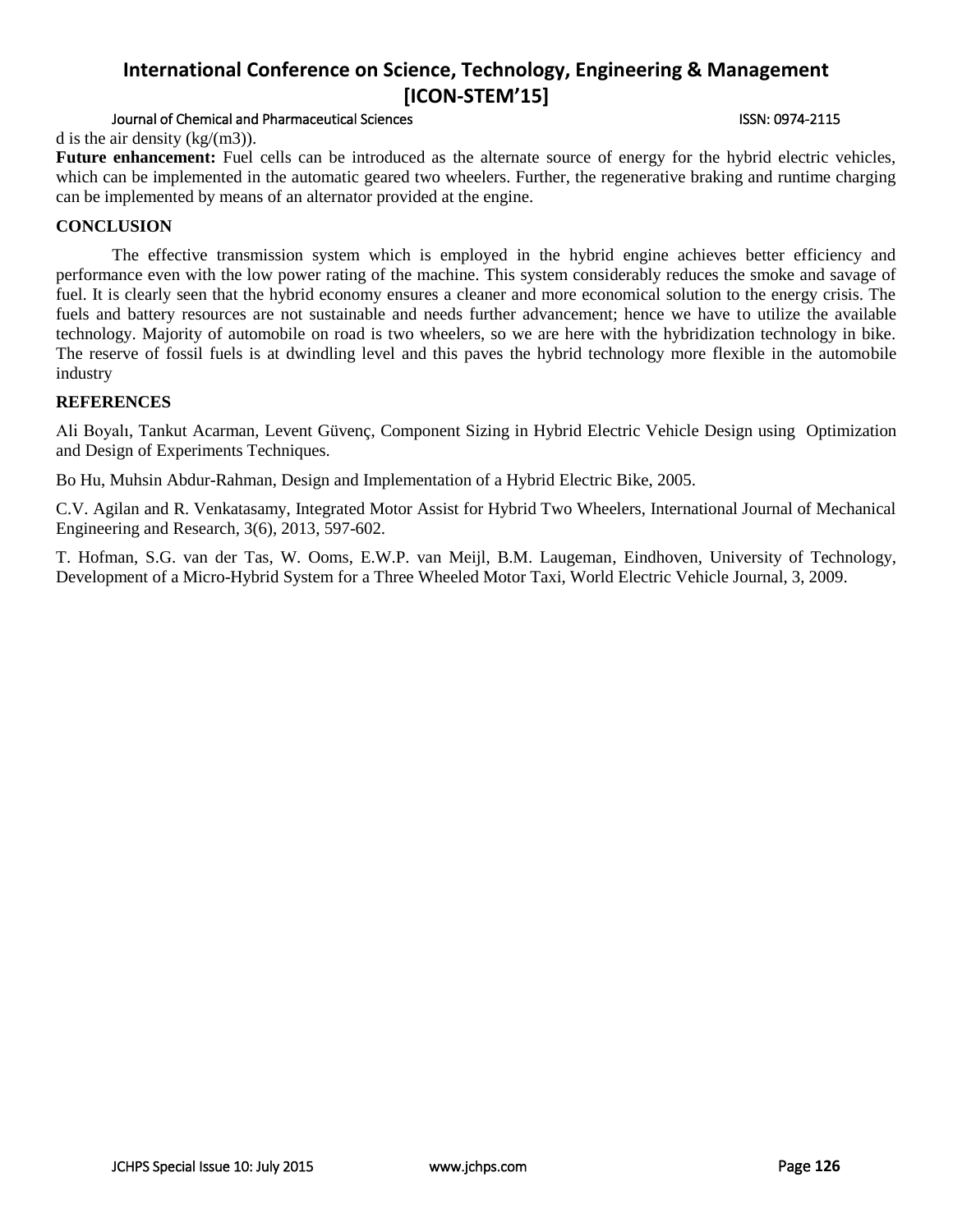d is the air density (kg/(m3)).

**Future enhancement:** Fuel cells can be introduced as the alternate source of energy for the hybrid electric vehicles, which can be implemented in the automatic geared two wheelers. Further, the regenerative braking and runtime charging can be implemented by means of an alternator provided at the engine.

## CONCLUSION

The effective transmission system which is employed in the hybrid engine achieves better efficiency and performance even with the low power rating of the machine. This system considerably reduces the smoke and savage of fuel. It is clearly seen that the hybrid economy ensures a cleaner and more economical solution to the energy crisis. The fuels and battery resources are not sustainable and needs further advancement; hence we have to utilize the available technology. Majority of automobile on road is two wheelers, so we are here with the hybridization technology in bike. The reserve of fossil fuels is at dwindling level and this paves the hybrid technology more flexible in the automobile industry

## REFERENCES

Ali Boyalı, Tankut Acarman, Levent Güvenç, Component Sizing in Hybrid Electric Vehicle Design using Optimization and Design of Experiments Techniques.

Bo Hu, Muhsin Abdur-Rahman, Design and Implementation of a Hybrid Electric Bike, 2005.

C.V. Agilan and R. Venkatasamy, Integrated Motor Assist for Hybrid Two Wheelers, International Journal of Mechanical Engineering and Research, 3(6), 2013, 597-602.

T. Hofman, S.G. van der Tas, W. Ooms, E.W.P. van Meijl, B.M. Laugeman, Eindhoven, University of Technology, Development of a Micro-Hybrid System for a Three Wheeled Motor Taxi, World Electric Vehicle Journal, 3, 2009.